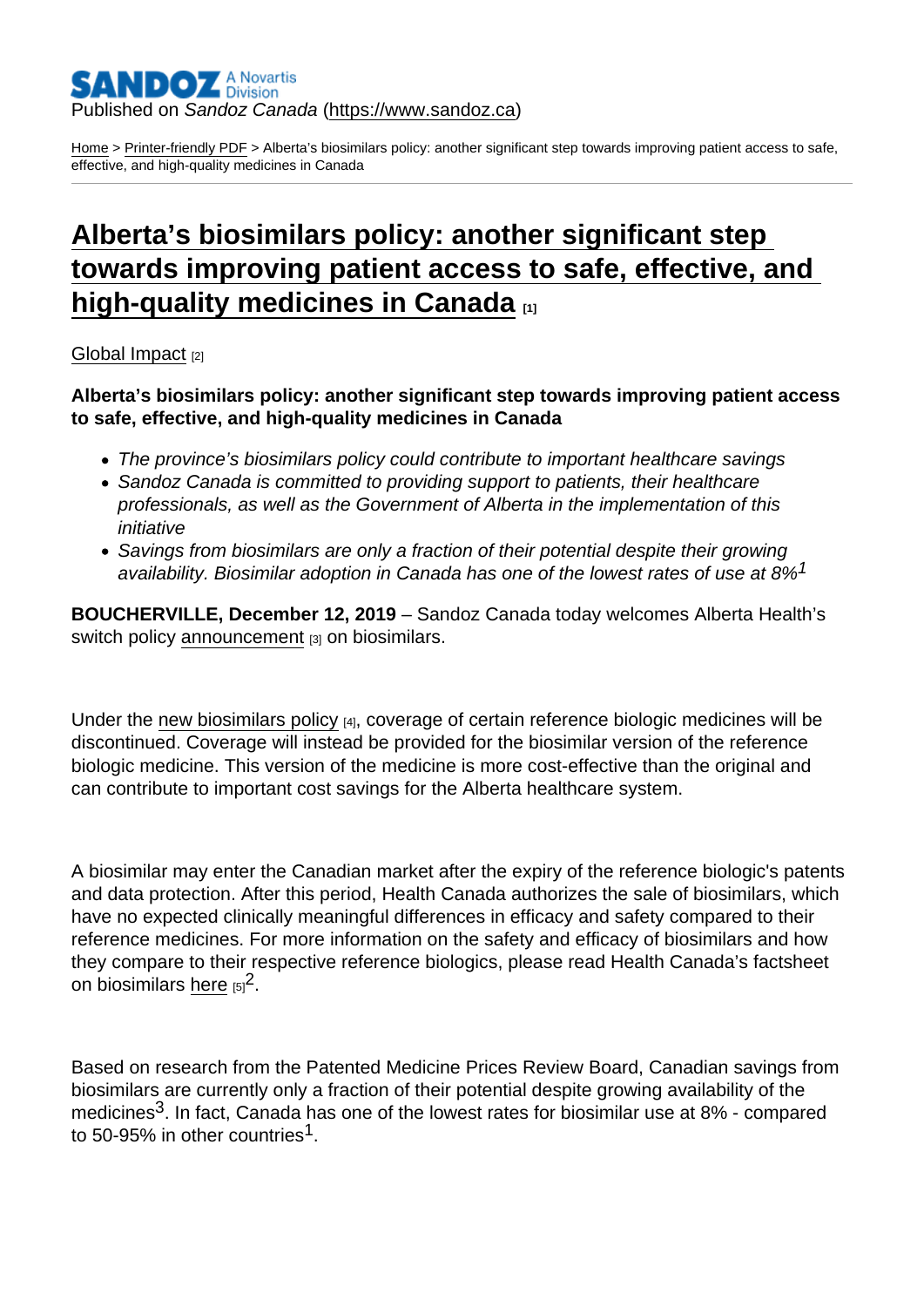Published on *Sandoz Canada* (https://www.sandoz.ca)

Home > Printer-friendly PDF > Alberta's biosimilars policy: another significant step towards improving patient access to safe, effective, and high-quality medicines in Canada

# Alberta's biosimilars policy: another significant step towards improving patient access to safe, effective, and high-quality medicines in Canada [1]

Global Impact [2]

**Alberta's biosimilars policy: another significant step towards improving patient access to safe, effective, and high-quality medicines in Canada**

- *The province's biosimilars policy could contribute to important healthcare savings*
- *Sandoz Canada is committed to providing support to patients, their healthcare professionals, as well as the Government of Alberta in the implementation of this initiative*
- *Savings from biosimilars are only a fraction of their potential despite their growing availability. Biosimilar adoption in Canada has one of the lowest rates of use at 8%[1]*

**BOUCHERVILLE, December 12, 2019** – Sandoz Canada today welcomes Alberta Health's switch policy announcement [3] on biosimilars.

Under the new biosimilars policy [4], coverage of certain reference biologic medicines will be discontinued. Coverage will instead be provided for the biosimilar version of the reference biologic medicine. This version of the medicine is more cost-effective than the original and can contribute to important cost savings for the Alberta healthcare system.

A biosimilar may enter the Canadian market after the expiry of the reference biologic's patents and data protection. After this period, Health Canada authorizes the sale of biosimilars, which have no expected clinically meaningful differences in efficacy and safety compared to their reference medicines. For more information on the safety and efficacy of biosimilars and how they compare to their respective reference biologics, please read Health Canada's factsheet on biosimilars here [5][2].

Based on research from the Patented Medicine Prices Review Board, Canadian savings from biosimilars are currently only a fraction of their potential despite growing availability of the medicines[3]. In fact, Canada has one of the lowest rates for biosimilar use at 8% - compared to 50-95% in other countries[1].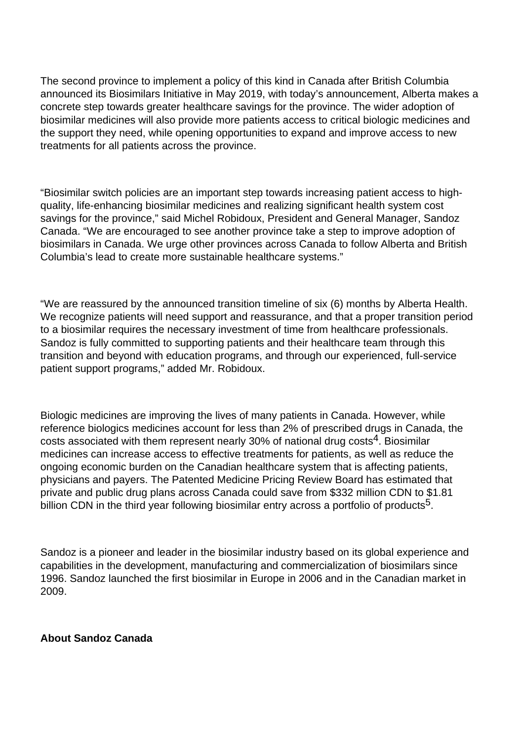The second province to implement a policy of this kind in Canada after British Columbia announced its Biosimilars Initiative in May 2019, with today's announcement, Alberta makes a concrete step towards greater healthcare savings for the province. The wider adoption of biosimilar medicines will also provide more patients access to critical biologic medicines and the support they need, while opening opportunities to expand and improve access to new treatments for all patients across the province.

"Biosimilar switch policies are an important step towards increasing patient access to high-quality, life-enhancing biosimilar medicines and realizing significant health system cost savings for the province," said Michel Robidoux, President and General Manager, Sandoz Canada. "We are encouraged to see another province take a step to improve adoption of biosimilars in Canada. We urge other provinces across Canada to follow Alberta and British Columbia's lead to create more sustainable healthcare systems."

"We are reassured by the announced transition timeline of six (6) months by Alberta Health. We recognize patients will need support and reassurance, and that a proper transition period to a biosimilar requires the necessary investment of time from healthcare professionals. Sandoz is fully committed to supporting patients and their healthcare team through this transition and beyond with education programs, and through our experienced, full-service patient support programs," added Mr. Robidoux.

Biologic medicines are improving the lives of many patients in Canada. However, while reference biologics medicines account for less than 2% of prescribed drugs in Canada, the costs associated with them represent nearly 30% of national drug costs[4]. Biosimilar medicines can increase access to effective treatments for patients, as well as reduce the ongoing economic burden on the Canadian healthcare system that is affecting patients, physicians and payers. The Patented Medicine Pricing Review Board has estimated that private and public drug plans across Canada could save from $332 million CDN to $1.81 billion CDN in the third year following biosimilar entry across a portfolio of products[5].

Sandoz is a pioneer and leader in the biosimilar industry based on its global experience and capabilities in the development, manufacturing and commercialization of biosimilars since 1996. Sandoz launched the first biosimilar in Europe in 2006 and in the Canadian market in 2009.

**About Sandoz Canada**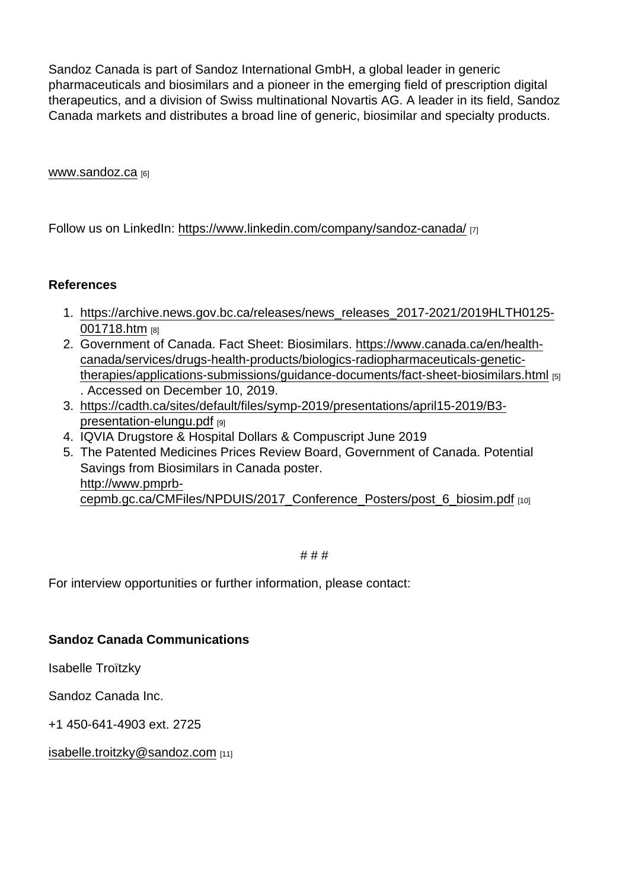Sandoz Canada is part of Sandoz International GmbH, a global leader in generic pharmaceuticals and biosimilars and a pioneer in the emerging field of prescription digital therapeutics, and a division of Swiss multinational Novartis AG. A leader in its field, Sandoz Canada markets and distributes a broad line of generic, biosimilar and specialty products.

www.sandoz.ca [6]

Follow us on LinkedIn: https://www.linkedin.com/company/sandoz-canada/ [7]

**References**

1. https://archive.news.gov.bc.ca/releases/news_releases_2017-2021/2019HLTH0125-001718.htm [8]
2. Government of Canada. Fact Sheet: Biosimilars. https://www.canada.ca/en/health-canada/services/drugs-health-products/biologics-radiopharmaceuticals-genetic-therapies/applications-submissions/guidance-documents/fact-sheet-biosimilars.html [5] . Accessed on December 10, 2019.
3. https://cadth.ca/sites/default/files/symp-2019/presentations/april15-2019/B3-presentation-elungu.pdf [9]
4. IQVIA Drugstore & Hospital Dollars & Compuscript June 2019
5. The Patented Medicines Prices Review Board, Government of Canada. Potential Savings from Biosimilars in Canada poster. http://www.pmprb-cepmb.gc.ca/CMFiles/NPDUIS/2017_Conference_Posters/post_6_biosim.pdf [10]

# # #

For interview opportunities or further information, please contact:

**Sandoz Canada Communications**

Isabelle Troïtzky

Sandoz Canada Inc.

+1 450-641-4903 ext. 2725

isabelle.troitzky@sandoz.com [11]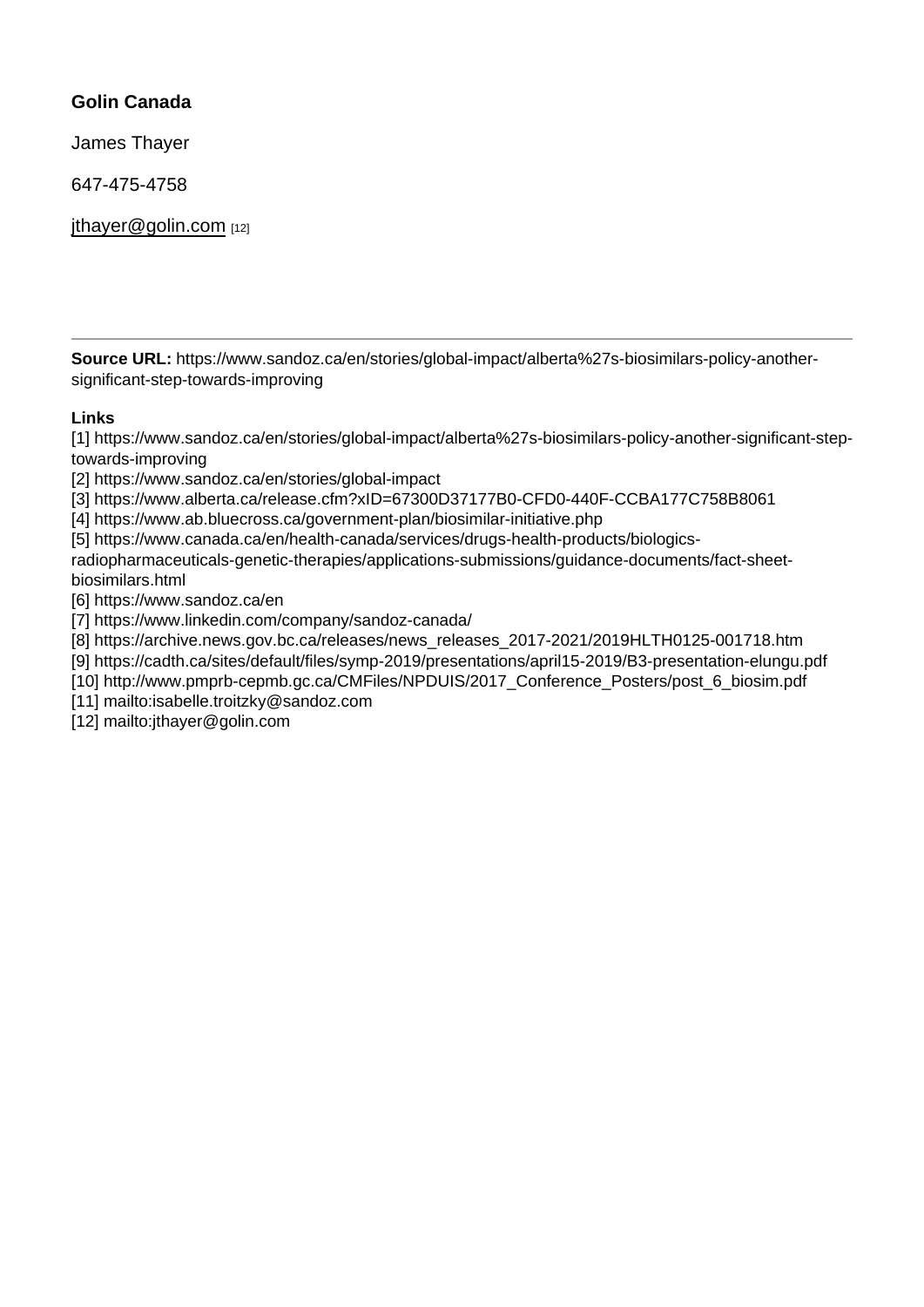**Golin Canada**

James Thayer

647-475-4758

jthayer@golin.com [12]

---

**Source URL:** https://www.sandoz.ca/en/stories/global-impact/alberta%27s-biosimilars-policy-another-significant-step-towards-improving

**Links**

[1] https://www.sandoz.ca/en/stories/global-impact/alberta%27s-biosimilars-policy-another-significant-step-towards-improving
[2] https://www.sandoz.ca/en/stories/global-impact
[3] https://www.alberta.ca/release.cfm?xID=67300D37177B0-CFD0-440F-CCBA177C758B8061
[4] https://www.ab.bluecross.ca/government-plan/biosimilar-initiative.php
[5] https://www.canada.ca/en/health-canada/services/drugs-health-products/biologics-radiopharmaceuticals-genetic-therapies/applications-submissions/guidance-documents/fact-sheet-biosimilars.html
[6] https://www.sandoz.ca/en
[7] https://www.linkedin.com/company/sandoz-canada/
[8] https://archive.news.gov.bc.ca/releases/news_releases_2017-2021/2019HLTH0125-001718.htm
[9] https://cadth.ca/sites/default/files/symp-2019/presentations/april15-2019/B3-presentation-elungu.pdf
[10] http://www.pmprb-cepmb.gc.ca/CMFiles/NPDUIS/2017_Conference_Posters/post_6_biosim.pdf
[11] mailto:isabelle.troitzky@sandoz.com
[12] mailto:jthayer@golin.com